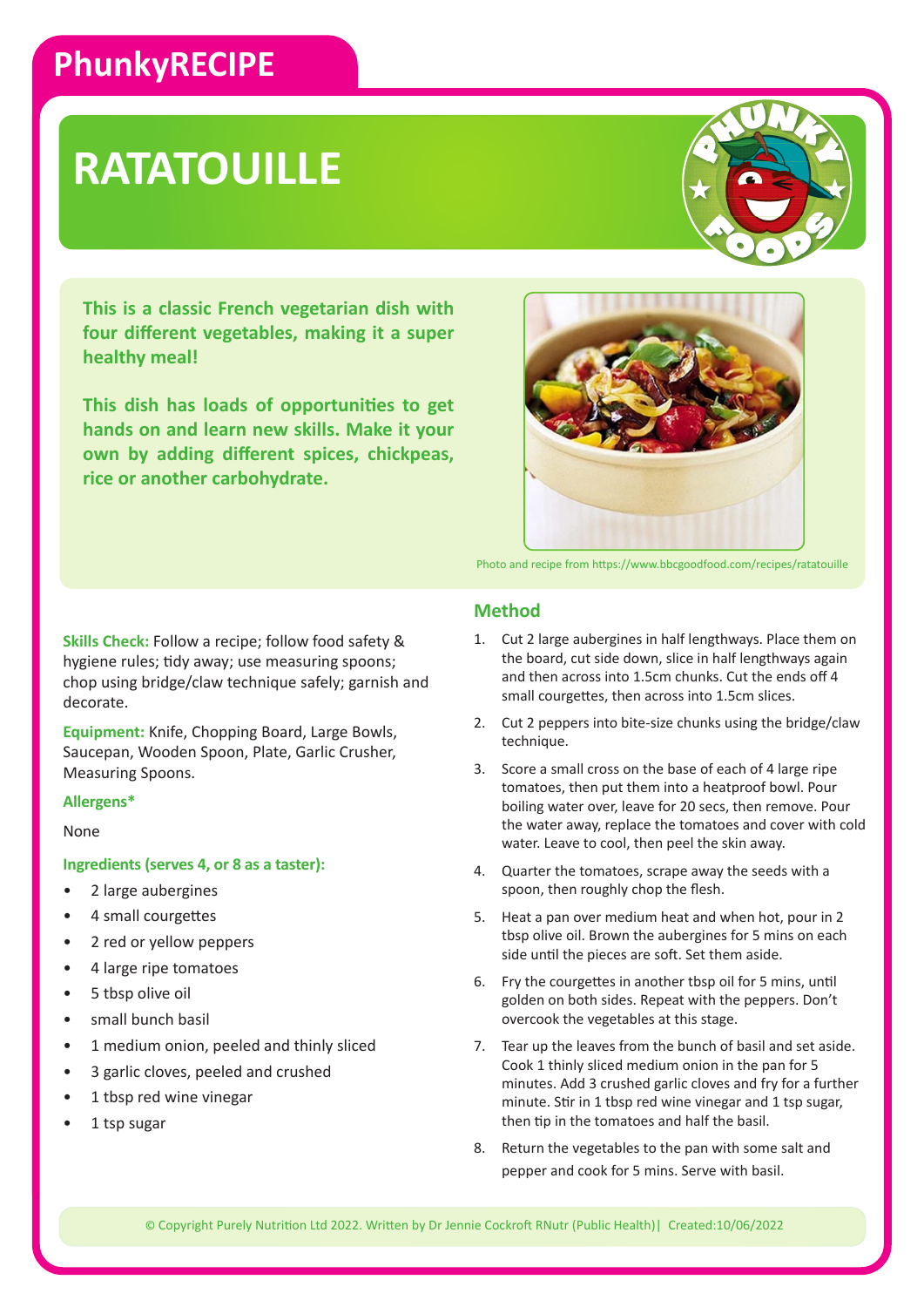PhunkyRECIPE

# RATATOUILLE

**This is a classic French vegetarian dish with four different vegetables, making it a super healthy meal!**

**This dish has loads of opportunities to get hands on and learn new skills. Make it your own by adding different spices, chickpeas, rice or another carbohydrate.**

Photo and recipe from https://www.bbcgoodfood.com/recipes/ratatouille

**Skills Check:** Follow a recipe; follow food safety & hygiene rules; tidy away; use measuring spoons; chop using bridge/claw technique safely; garnish and decorate.

**Equipment:** Knife, Chopping Board, Large Bowls, Saucepan, Wooden Spoon, Plate, Garlic Crusher, Measuring Spoons.

**Allergens***

None

**Ingredients (serves 4, or 8 as a taster):**

- 2 large aubergines
- 4 small courgettes
- 2 red or yellow peppers
- 4 large ripe tomatoes
- 5 tbsp olive oil
- small bunch basil
- 1 medium onion, peeled and thinly sliced
- 3 garlic cloves, peeled and crushed
- 1 tbsp red wine vinegar
- 1 tsp sugar

## Method

1. Cut 2 large aubergines in half lengthways. Place them on the board, cut side down, slice in half lengthways again and then across into 1.5cm chunks. Cut the ends off 4 small courgettes, then across into 1.5cm slices.
2. Cut 2 peppers into bite-size chunks using the bridge/claw technique.
3. Score a small cross on the base of each of 4 large ripe tomatoes, then put them into a heatproof bowl. Pour boiling water over, leave for 20 secs, then remove. Pour the water away, replace the tomatoes and cover with cold water. Leave to cool, then peel the skin away.
4. Quarter the tomatoes, scrape away the seeds with a spoon, then roughly chop the flesh.
5. Heat a pan over medium heat and when hot, pour in 2 tbsp olive oil. Brown the aubergines for 5 mins on each side until the pieces are soft. Set them aside.
6. Fry the courgettes in another tbsp oil for 5 mins, until golden on both sides. Repeat with the peppers. Don't overcook the vegetables at this stage.
7. Tear up the leaves from the bunch of basil and set aside. Cook 1 thinly sliced medium onion in the pan for 5 minutes. Add 3 crushed garlic cloves and fry for a further minute. Stir in 1 tbsp red wine vinegar and 1 tsp sugar, then tip in the tomatoes and half the basil.
8. Return the vegetables to the pan with some salt and pepper and cook for 5 mins. Serve with basil.

© Copyright Purely Nutrition Ltd 2022. Written by Dr Jennie Cockroft RNutr (Public Health)| Created:10/06/2022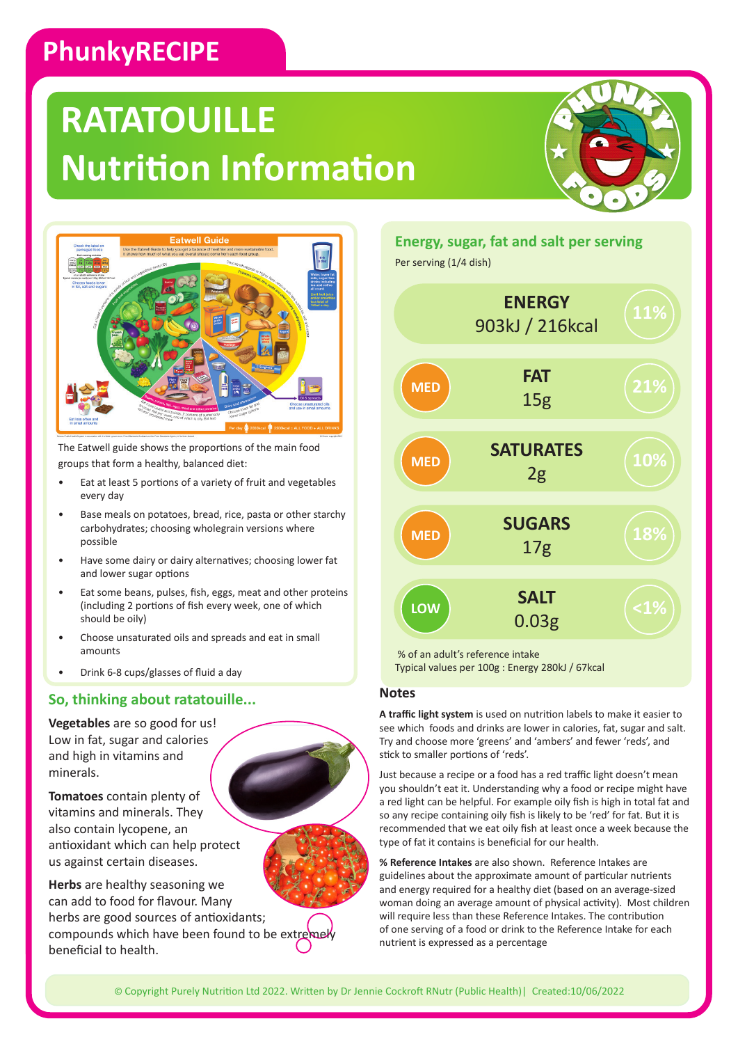# PhunkyRECIPE

# RATATOUILLE Nutrition Information

The Eatwell guide shows the proportions of the main food groups that form a healthy, balanced diet:

- Eat at least 5 portions of a variety of fruit and vegetables every day
- Base meals on potatoes, bread, rice, pasta or other starchy carbohydrates; choosing wholegrain versions where possible
- Have some dairy or dairy alternatives; choosing lower fat and lower sugar options
- Eat some beans, pulses, fish, eggs, meat and other proteins (including 2 portions of fish every week, one of which should be oily)
- Choose unsaturated oils and spreads and eat in small amounts
- Drink 6-8 cups/glasses of fluid a day

## So, thinking about ratatouille...

**Vegetables** are so good for us! Low in fat, sugar and calories and high in vitamins and minerals.

**Tomatoes** contain plenty of vitamins and minerals. They also contain lycopene, an antioxidant which can help protect us against certain diseases.

**Herbs** are healthy seasoning we can add to food for flavour. Many herbs are good sources of antioxidants; compounds which have been found to be extremely beneficial to health.

## Energy, sugar, fat and salt per serving

Per serving (1/4 dish)

| | Nutrient | Amount | % RI |
|---|---|---|---|
| | ENERGY | 903kJ / 216kcal | 11% |
| MED | FAT | 15g | 21% |
| MED | SATURATES | 2g | 10% |
| MED | SUGARS | 17g | 18% |
| LOW | SALT | 0.03g | <1% |

% of an adult's reference intake

Typical values per 100g : Energy 280kJ / 67kcal

## Notes

**A traffic light system** is used on nutrition labels to make it easier to see which foods and drinks are lower in calories, fat, sugar and salt. Try and choose more 'greens' and 'ambers' and fewer 'reds', and stick to smaller portions of 'reds'.

Just because a recipe or a food has a red traffic light doesn't mean you shouldn't eat it. Understanding why a food or recipe might have a red light can be helpful. For example oily fish is high in total fat and so any recipe containing oily fish is likely to be 'red' for fat. But it is recommended that we eat oily fish at least once a week because the type of fat it contains is beneficial for our health.

**% Reference Intakes** are also shown. Reference Intakes are guidelines about the approximate amount of particular nutrients and energy required for a healthy diet (based on an average-sized woman doing an average amount of physical activity). Most children will require less than these Reference Intakes. The contribution of one serving of a food or drink to the Reference Intake for each nutrient is expressed as a percentage

© Copyright Purely Nutrition Ltd 2022. Written by Dr Jennie Cockroft RNutr (Public Health)| Created:10/06/2022